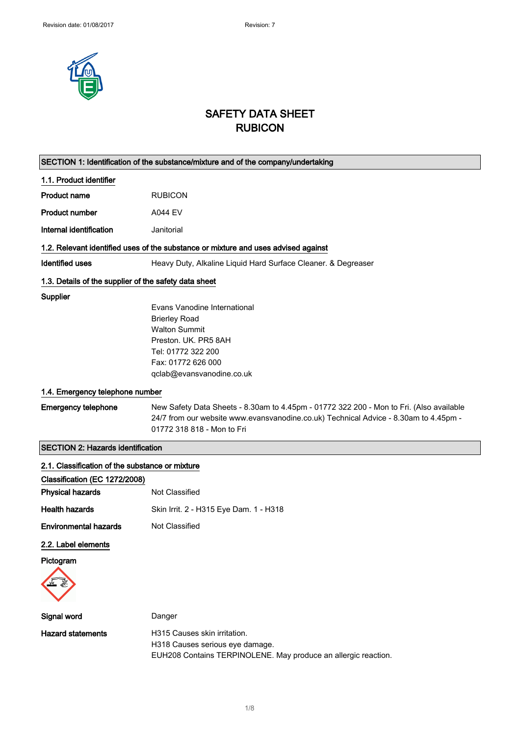# SAFETY DATA SHEET
# RUBICON

## SECTION 1: Identification of the substance/mixture and of the company/undertaking

### 1.1. Product identifier

**Product name** RUBICON

**Product number** A044 EV

**Internal identification** Janitorial

### 1.2. Relevant identified uses of the substance or mixture and uses advised against

**Identified uses** Heavy Duty, Alkaline Liquid Hard Surface Cleaner. & Degreaser

### 1.3. Details of the supplier of the safety data sheet

**Supplier**

Evans Vanodine International
Brierley Road
Walton Summit
Preston. UK. PR5 8AH
Tel: 01772 322 200
Fax: 01772 626 000
qclab@evansvanodine.co.uk

### 1.4. Emergency telephone number

**Emergency telephone** New Safety Data Sheets - 8.30am to 4.45pm - 01772 322 200 - Mon to Fri. (Also available 24/7 from our website www.evansvanodine.co.uk) Technical Advice - 8.30am to 4.45pm - 01772 318 818 - Mon to Fri

## SECTION 2: Hazards identification

### 2.1. Classification of the substance or mixture

**Classification (EC 1272/2008)**

**Physical hazards** Not Classified

**Health hazards** Skin Irrit. 2 - H315 Eye Dam. 1 - H318

**Environmental hazards** Not Classified

### 2.2. Label elements

**Pictogram**

**Signal word** Danger

**Hazard statements**

H315 Causes skin irritation.
H318 Causes serious eye damage.
EUH208 Contains TERPINOLENE. May produce an allergic reaction.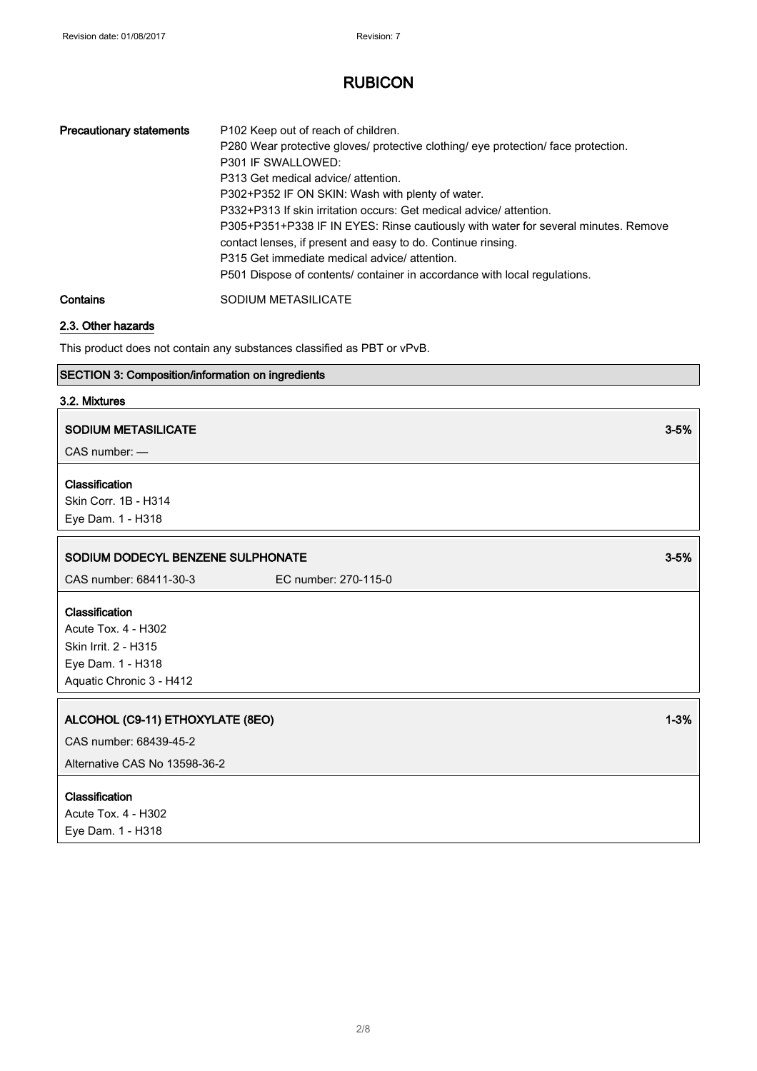# RUBICON

| | |
|---|---|
| **Precautionary statements** | P102 Keep out of reach of children.<br>P280 Wear protective gloves/ protective clothing/ eye protection/ face protection.<br>P301 IF SWALLOWED:<br>P313 Get medical advice/ attention.<br>P302+P352 IF ON SKIN: Wash with plenty of water.<br>P332+P313 If skin irritation occurs: Get medical advice/ attention.<br>P305+P351+P338 IF IN EYES: Rinse cautiously with water for several minutes. Remove contact lenses, if present and easy to do. Continue rinsing.<br>P315 Get immediate medical advice/ attention.<br>P501 Dispose of contents/ container in accordance with local regulations. |
| **Contains** | SODIUM METASILICATE |

### 2.3. Other hazards

This product does not contain any substances classified as PBT or vPvB.

## SECTION 3: Composition/information on ingredients

### 3.2. Mixtures

**SODIUM METASILICATE** — 3-5%

CAS number: —

**Classification**
Skin Corr. 1B - H314
Eye Dam. 1 - H318

**SODIUM DODECYL BENZENE SULPHONATE** — 3-5%

CAS number: 68411-30-3 EC number: 270-115-0

**Classification**
Acute Tox. 4 - H302
Skin Irrit. 2 - H315
Eye Dam. 1 - H318
Aquatic Chronic 3 - H412

**ALCOHOL (C9-11) ETHOXYLATE (8EO)** — 1-3%

CAS number: 68439-45-2

Alternative CAS No 13598-36-2

**Classification**
Acute Tox. 4 - H302
Eye Dam. 1 - H318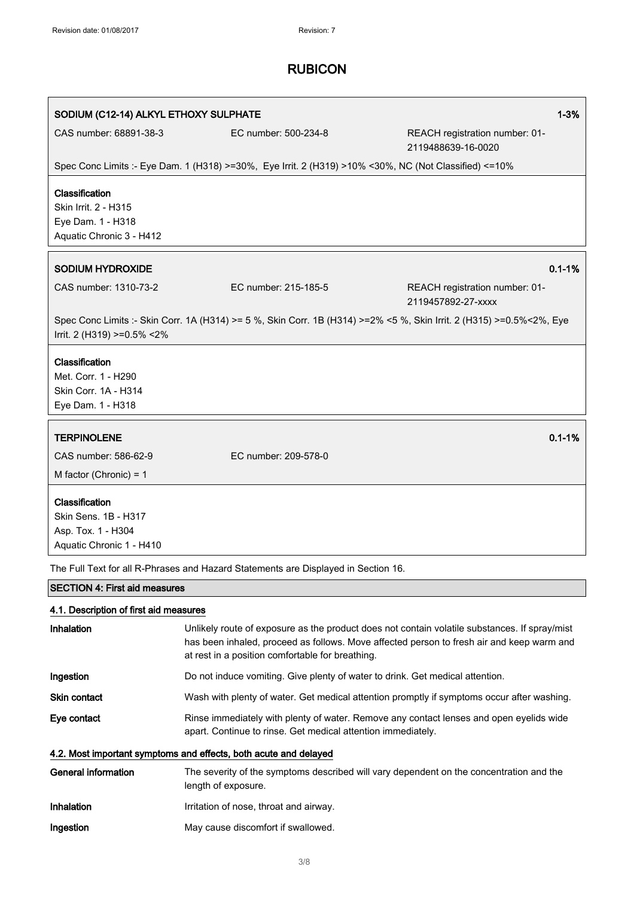**SODIUM (C12-14) ALKYL ETHOXY SULPHATE** 1-3%

CAS number: 68891-38-3 EC number: 500-234-8 REACH registration number: 01-2119488639-16-0020

Spec Conc Limits :- Eye Dam. 1 (H318) >=30%, Eye Irrit. 2 (H319) >10% <30%, NC (Not Classified) <=10%

**Classification**
Skin Irrit. 2 - H315
Eye Dam. 1 - H318
Aquatic Chronic 3 - H412

**SODIUM HYDROXIDE** 0.1-1%

CAS number: 1310-73-2 EC number: 215-185-5 REACH registration number: 01-2119457892-27-xxxx

Spec Conc Limits :- Skin Corr. 1A (H314) >= 5 %, Skin Corr. 1B (H314) >=2% <5 %, Skin Irrit. 2 (H315) >=0.5%<2%, Eye Irrit. 2 (H319) >=0.5% <2%

**Classification**
Met. Corr. 1 - H290
Skin Corr. 1A - H314
Eye Dam. 1 - H318

**TERPINOLENE** 0.1-1%

CAS number: 586-62-9 EC number: 209-578-0

M factor (Chronic) = 1

**Classification**
Skin Sens. 1B - H317
Asp. Tox. 1 - H304
Aquatic Chronic 1 - H410

The Full Text for all R-Phrases and Hazard Statements are Displayed in Section 16.

## SECTION 4: First aid measures

### 4.1. Description of first aid measures

| | |
|---|---|
| **Inhalation** | Unlikely route of exposure as the product does not contain volatile substances. If spray/mist has been inhaled, proceed as follows. Move affected person to fresh air and keep warm and at rest in a position comfortable for breathing. |
| **Ingestion** | Do not induce vomiting. Give plenty of water to drink. Get medical attention. |
| **Skin contact** | Wash with plenty of water. Get medical attention promptly if symptoms occur after washing. |
| **Eye contact** | Rinse immediately with plenty of water. Remove any contact lenses and open eyelids wide apart. Continue to rinse. Get medical attention immediately. |

### 4.2. Most important symptoms and effects, both acute and delayed

| | |
|---|---|
| **General information** | The severity of the symptoms described will vary dependent on the concentration and the length of exposure. |
| **Inhalation** | Irritation of nose, throat and airway. |
| **Ingestion** | May cause discomfort if swallowed. |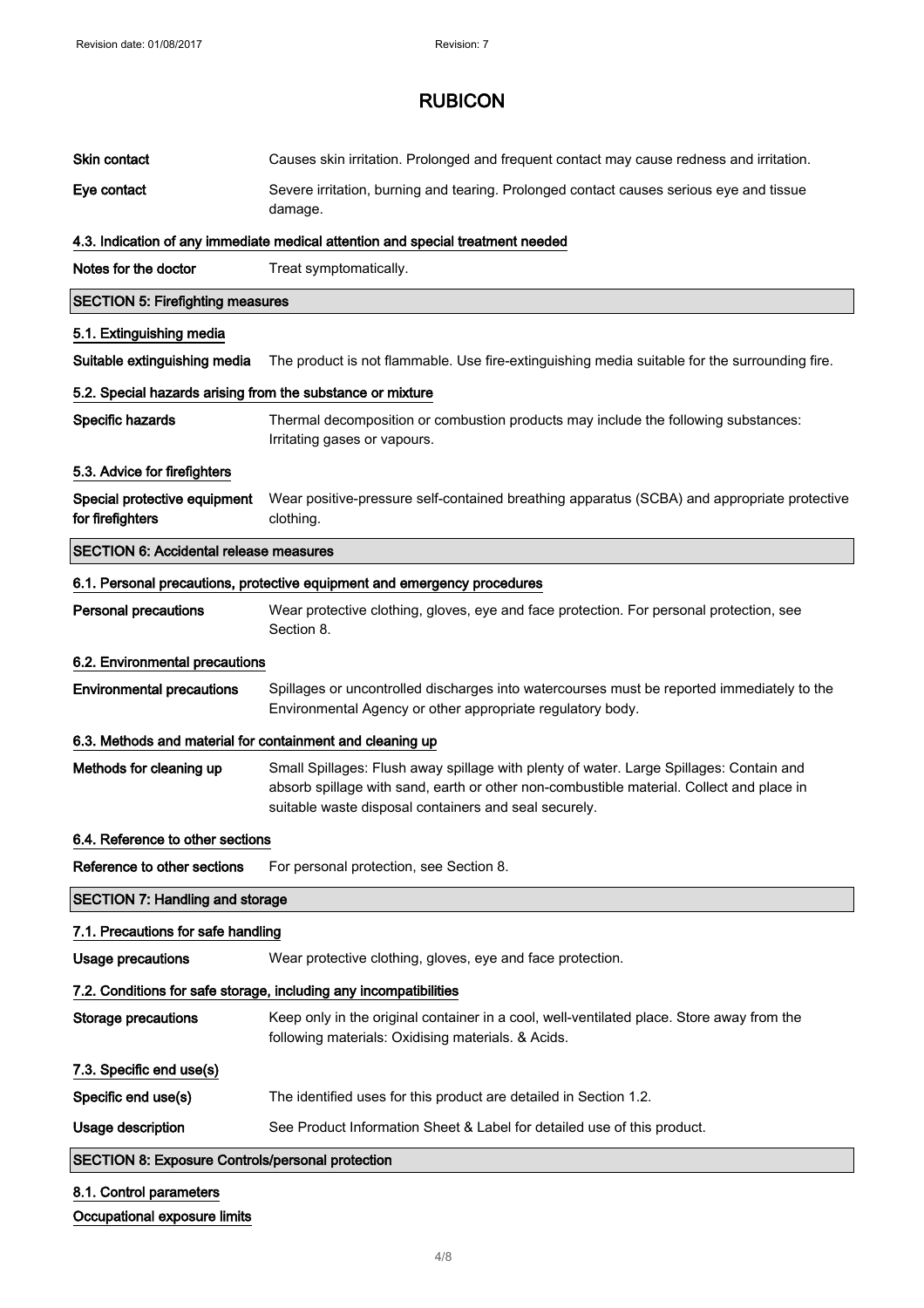# RUBICON

| | |
|---|---|
| **Skin contact** | Causes skin irritation. Prolonged and frequent contact may cause redness and irritation. |
| **Eye contact** | Severe irritation, burning and tearing. Prolonged contact causes serious eye and tissue damage. |

### 4.3. Indication of any immediate medical attention and special treatment needed

| | |
|---|---|
| **Notes for the doctor** | Treat symptomatically. |

## SECTION 5: Firefighting measures

### 5.1. Extinguishing media

| | |
|---|---|
| **Suitable extinguishing media** | The product is not flammable. Use fire-extinguishing media suitable for the surrounding fire. |

### 5.2. Special hazards arising from the substance or mixture

| | |
|---|---|
| **Specific hazards** | Thermal decomposition or combustion products may include the following substances: Irritating gases or vapours. |

### 5.3. Advice for firefighters

| | |
|---|---|
| **Special protective equipment for firefighters** | Wear positive-pressure self-contained breathing apparatus (SCBA) and appropriate protective clothing. |

## SECTION 6: Accidental release measures

### 6.1. Personal precautions, protective equipment and emergency procedures

| | |
|---|---|
| **Personal precautions** | Wear protective clothing, gloves, eye and face protection. For personal protection, see Section 8. |

### 6.2. Environmental precautions

| | |
|---|---|
| **Environmental precautions** | Spillages or uncontrolled discharges into watercourses must be reported immediately to the Environmental Agency or other appropriate regulatory body. |

### 6.3. Methods and material for containment and cleaning up

| | |
|---|---|
| **Methods for cleaning up** | Small Spillages: Flush away spillage with plenty of water. Large Spillages: Contain and absorb spillage with sand, earth or other non-combustible material. Collect and place in suitable waste disposal containers and seal securely. |

### 6.4. Reference to other sections

| | |
|---|---|
| **Reference to other sections** | For personal protection, see Section 8. |

## SECTION 7: Handling and storage

### 7.1. Precautions for safe handling

| | |
|---|---|
| **Usage precautions** | Wear protective clothing, gloves, eye and face protection. |

### 7.2. Conditions for safe storage, including any incompatibilities

| | |
|---|---|
| **Storage precautions** | Keep only in the original container in a cool, well-ventilated place. Store away from the following materials: Oxidising materials. & Acids. |

### 7.3. Specific end use(s)

| | |
|---|---|
| **Specific end use(s)** | The identified uses for this product are detailed in Section 1.2. |
| **Usage description** | See Product Information Sheet & Label for detailed use of this product. |

## SECTION 8: Exposure Controls/personal protection

### 8.1. Control parameters

**Occupational exposure limits**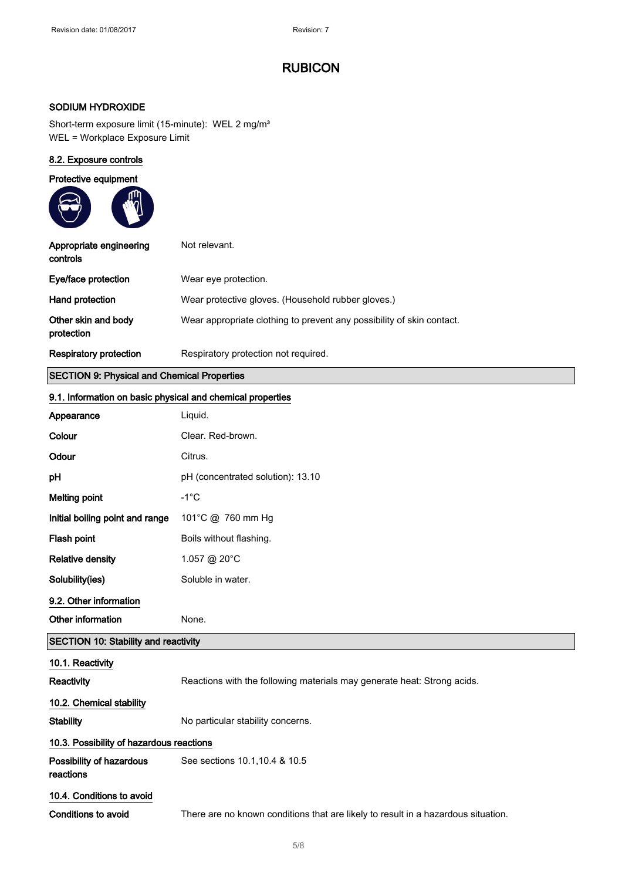# RUBICON

**SODIUM HYDROXIDE**

Short-term exposure limit (15-minute): WEL 2 mg/m³
WEL = Workplace Exposure Limit

## 8.2. Exposure controls

**Protective equipment**

| | |
|---|---|
| **Appropriate engineering controls** | Not relevant. |
| **Eye/face protection** | Wear eye protection. |
| **Hand protection** | Wear protective gloves. (Household rubber gloves.) |
| **Other skin and body protection** | Wear appropriate clothing to prevent any possibility of skin contact. |
| **Respiratory protection** | Respiratory protection not required. |

## SECTION 9: Physical and Chemical Properties

### 9.1. Information on basic physical and chemical properties

| | |
|---|---|
| **Appearance** | Liquid. |
| **Colour** | Clear. Red-brown. |
| **Odour** | Citrus. |
| **pH** | pH (concentrated solution): 13.10 |
| **Melting point** | -1°C |
| **Initial boiling point and range** | 101°C @ 760 mm Hg |
| **Flash point** | Boils without flashing. |
| **Relative density** | 1.057 @ 20°C |
| **Solubility(ies)** | Soluble in water. |

### 9.2. Other information

| | |
|---|---|
| **Other information** | None. |

## SECTION 10: Stability and reactivity

### 10.1. Reactivity

| | |
|---|---|
| **Reactivity** | Reactions with the following materials may generate heat: Strong acids. |

### 10.2. Chemical stability

| | |
|---|---|
| **Stability** | No particular stability concerns. |

### 10.3. Possibility of hazardous reactions

| | |
|---|---|
| **Possibility of hazardous reactions** | See sections 10.1,10.4 & 10.5 |

### 10.4. Conditions to avoid

| | |
|---|---|
| **Conditions to avoid** | There are no known conditions that are likely to result in a hazardous situation. |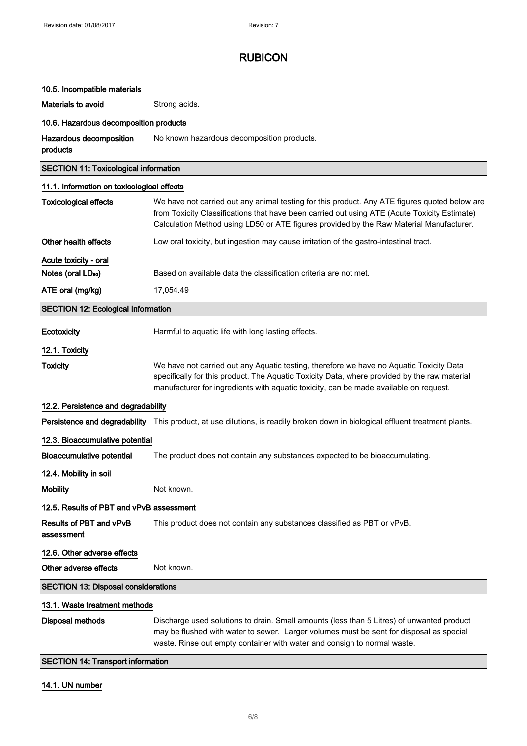# RUBICON

### 10.5. Incompatible materials

| | |
|---|---|
| **Materials to avoid** | Strong acids. |

### 10.6. Hazardous decomposition products

| | |
|---|---|
| **Hazardous decomposition products** | No known hazardous decomposition products. |

## SECTION 11: Toxicological information

### 11.1. Information on toxicological effects

| | |
|---|---|
| **Toxicological effects** | We have not carried out any animal testing for this product. Any ATE figures quoted below are from Toxicity Classifications that have been carried out using ATE (Acute Toxicity Estimate) Calculation Method using LD50 or ATE figures provided by the Raw Material Manufacturer. |
| **Other health effects** | Low oral toxicity, but ingestion may cause irritation of the gastro-intestinal tract. |

**Acute toxicity - oral**

| | |
|---|---|
| **Notes (oral $LD_{50}$)** | Based on available data the classification criteria are not met. |
| **ATE oral (mg/kg)** | 17,054.49 |

## SECTION 12: Ecological Information

| | |
|---|---|
| **Ecotoxicity** | Harmful to aquatic life with long lasting effects. |

### 12.1. Toxicity

| | |
|---|---|
| **Toxicity** | We have not carried out any Aquatic testing, therefore we have no Aquatic Toxicity Data specifically for this product. The Aquatic Toxicity Data, where provided by the raw material manufacturer for ingredients with aquatic toxicity, can be made available on request. |

### 12.2. Persistence and degradability

| | |
|---|---|
| **Persistence and degradability** | This product, at use dilutions, is readily broken down in biological effluent treatment plants. |

### 12.3. Bioaccumulative potential

| | |
|---|---|
| **Bioaccumulative potential** | The product does not contain any substances expected to be bioaccumulating. |

### 12.4. Mobility in soil

| | |
|---|---|
| **Mobility** | Not known. |

### 12.5. Results of PBT and vPvB assessment

| | |
|---|---|
| **Results of PBT and vPvB assessment** | This product does not contain any substances classified as PBT or vPvB. |

### 12.6. Other adverse effects

| | |
|---|---|
| **Other adverse effects** | Not known. |

## SECTION 13: Disposal considerations

### 13.1. Waste treatment methods

| | |
|---|---|
| **Disposal methods** | Discharge used solutions to drain. Small amounts (less than 5 Litres) of unwanted product may be flushed with water to sewer. Larger volumes must be sent for disposal as special waste. Rinse out empty container with water and consign to normal waste. |

## SECTION 14: Transport information

### 14.1. UN number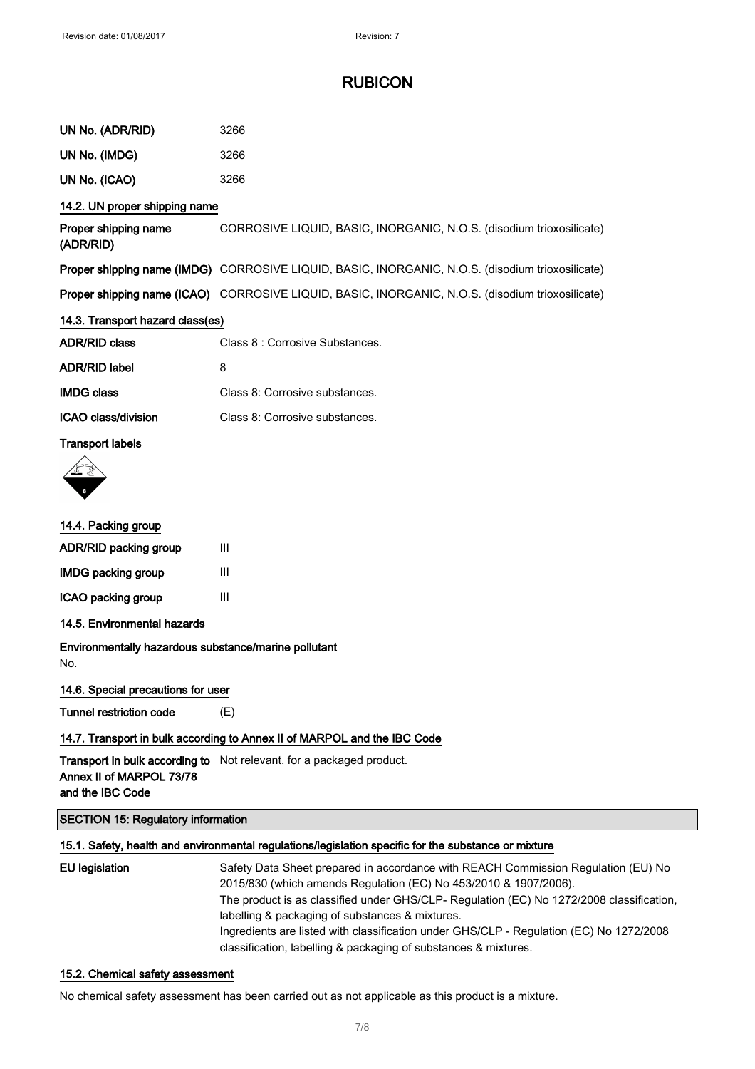# RUBICON

| | |
|---|---|
| **UN No. (ADR/RID)** | 3266 |
| **UN No. (IMDG)** | 3266 |
| **UN No. (ICAO)** | 3266 |

### 14.2. UN proper shipping name

| | |
|---|---|
| **Proper shipping name (ADR/RID)** | CORROSIVE LIQUID, BASIC, INORGANIC, N.O.S. (disodium trioxosilicate) |
| **Proper shipping name (IMDG)** | CORROSIVE LIQUID, BASIC, INORGANIC, N.O.S. (disodium trioxosilicate) |
| **Proper shipping name (ICAO)** | CORROSIVE LIQUID, BASIC, INORGANIC, N.O.S. (disodium trioxosilicate) |

### 14.3. Transport hazard class(es)

| | |
|---|---|
| **ADR/RID class** | Class 8 : Corrosive Substances. |
| **ADR/RID label** | 8 |
| **IMDG class** | Class 8: Corrosive substances. |
| **ICAO class/division** | Class 8: Corrosive substances. |

**Transport labels**

### 14.4. Packing group

| | |
|---|---|
| **ADR/RID packing group** | III |
| **IMDG packing group** | III |
| **ICAO packing group** | III |

### 14.5. Environmental hazards

**Environmentally hazardous substance/marine pollutant**

No.

### 14.6. Special precautions for user

| | |
|---|---|
| **Tunnel restriction code** | (E) |

### 14.7. Transport in bulk according to Annex II of MARPOL and the IBC Code

| | |
|---|---|
| **Transport in bulk according to Annex II of MARPOL 73/78 and the IBC Code** | Not relevant. for a packaged product. |

## SECTION 15: Regulatory information

### 15.1. Safety, health and environmental regulations/legislation specific for the substance or mixture

**EU legislation**

Safety Data Sheet prepared in accordance with REACH Commission Regulation (EU) No 2015/830 (which amends Regulation (EC) No 453/2010 & 1907/2006).
The product is as classified under GHS/CLP- Regulation (EC) No 1272/2008 classification, labelling & packaging of substances & mixtures.
Ingredients are listed with classification under GHS/CLP - Regulation (EC) No 1272/2008 classification, labelling & packaging of substances & mixtures.

### 15.2. Chemical safety assessment

No chemical safety assessment has been carried out as not applicable as this product is a mixture.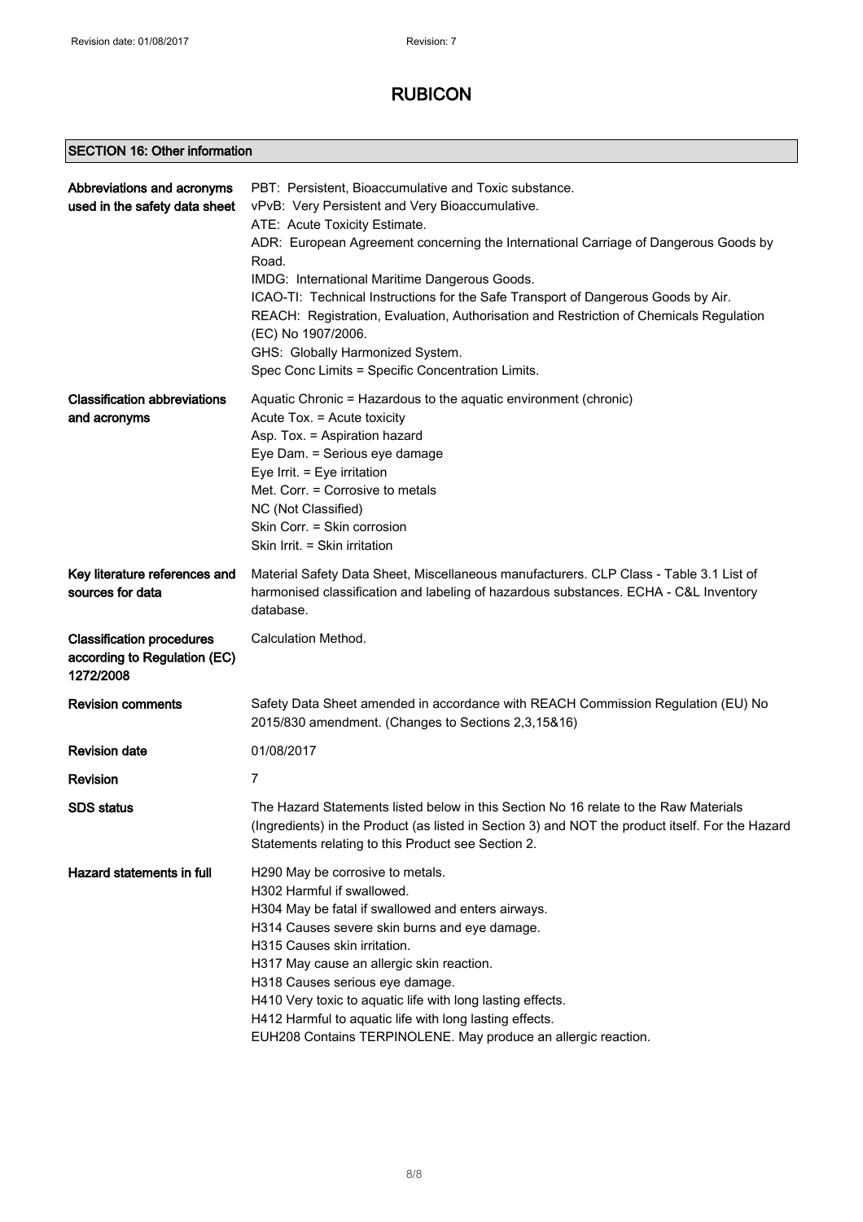# RUBICON

## SECTION 16: Other information

| | |
|---|---|
| **Abbreviations and acronyms used in the safety data sheet** | PBT: Persistent, Bioaccumulative and Toxic substance.<br>vPvB: Very Persistent and Very Bioaccumulative.<br>ATE: Acute Toxicity Estimate.<br>ADR: European Agreement concerning the International Carriage of Dangerous Goods by Road.<br>IMDG: International Maritime Dangerous Goods.<br>ICAO-TI: Technical Instructions for the Safe Transport of Dangerous Goods by Air.<br>REACH: Registration, Evaluation, Authorisation and Restriction of Chemicals Regulation (EC) No 1907/2006.<br>GHS: Globally Harmonized System.<br>Spec Conc Limits = Specific Concentration Limits. |
| **Classification abbreviations and acronyms** | Aquatic Chronic = Hazardous to the aquatic environment (chronic)<br>Acute Tox. = Acute toxicity<br>Asp. Tox. = Aspiration hazard<br>Eye Dam. = Serious eye damage<br>Eye Irrit. = Eye irritation<br>Met. Corr. = Corrosive to metals<br>NC (Not Classified)<br>Skin Corr. = Skin corrosion<br>Skin Irrit. = Skin irritation |
| **Key literature references and sources for data** | Material Safety Data Sheet, Miscellaneous manufacturers. CLP Class - Table 3.1 List of harmonised classification and labeling of hazardous substances. ECHA - C&L Inventory database. |
| **Classification procedures according to Regulation (EC) 1272/2008** | Calculation Method. |
| **Revision comments** | Safety Data Sheet amended in accordance with REACH Commission Regulation (EU) No 2015/830 amendment. (Changes to Sections 2,3,15&16) |
| **Revision date** | 01/08/2017 |
| **Revision** | 7 |
| **SDS status** | The Hazard Statements listed below in this Section No 16 relate to the Raw Materials (Ingredients) in the Product (as listed in Section 3) and NOT the product itself. For the Hazard Statements relating to this Product see Section 2. |
| **Hazard statements in full** | H290 May be corrosive to metals.<br>H302 Harmful if swallowed.<br>H304 May be fatal if swallowed and enters airways.<br>H314 Causes severe skin burns and eye damage.<br>H315 Causes skin irritation.<br>H317 May cause an allergic skin reaction.<br>H318 Causes serious eye damage.<br>H410 Very toxic to aquatic life with long lasting effects.<br>H412 Harmful to aquatic life with long lasting effects.<br>EUH208 Contains TERPINOLENE. May produce an allergic reaction. |